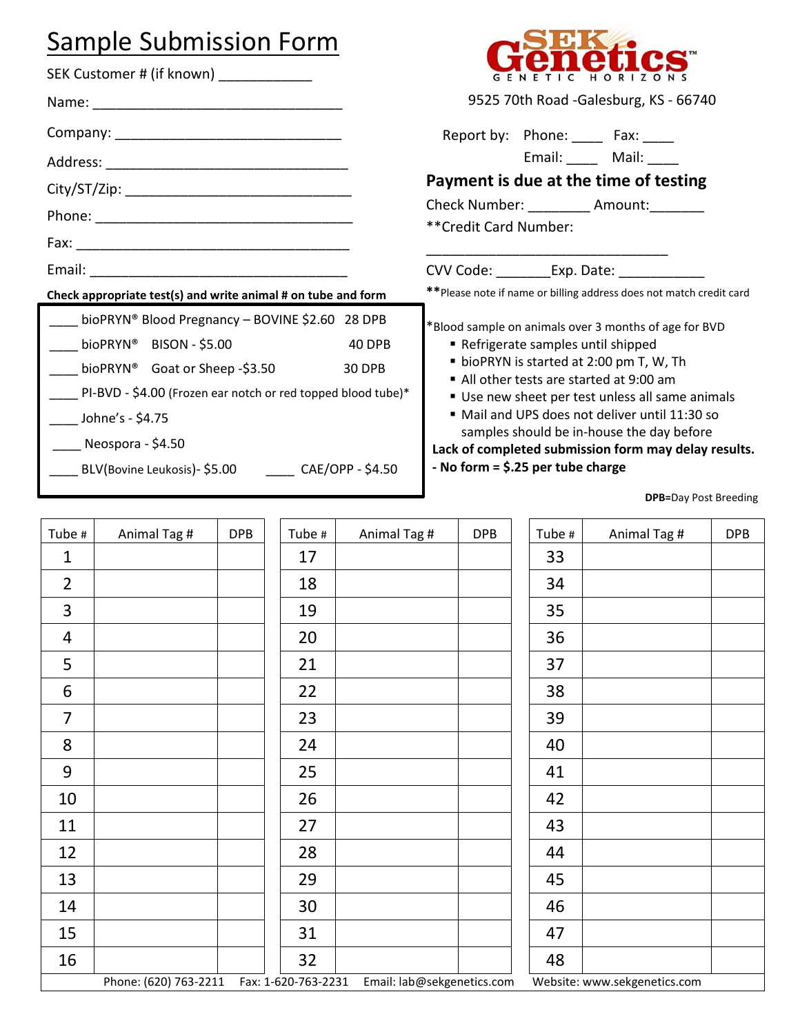# Sample Submission Form

**SEK Genetics**
GENETIC HORIZONS

9525 70th Road -Galesburg, KS - 66740

SEK Customer # (if known) ___________

Name: ________________________________

Company: ____________________________

Address: _______________________________

City/ST/Zip: ____________________________

Phone: _________________________________

Fax: __________________________________

Email: _________________________________

Report by: Phone: ____ Fax: ____
Email: ____ Mail: ____

**Payment is due at the time of testing**

Check Number: ________ Amount:_______

**Credit Card Number:

________________________________

CVV Code: _______Exp. Date: ___________

**Please note if name or billing address does not match credit card

**Check appropriate test(s) and write animal # on tube and form**

- ____ bioPRYN® Blood Pregnancy – BOVINE $2.60 28 DPB
- ____ bioPRYN® BISON - $5.00 40 DPB
- ____ bioPRYN® Goat or Sheep -$3.50 30 DPB
- ____ PI-BVD - $4.00 (Frozen ear notch or red topped blood tube)*
- ____ Johne's - $4.75
- ____ Neospora - $4.50
- ____ BLV(Bovine Leukosis)- $5.00 ____ CAE/OPP - $4.50

*Blood sample on animals over 3 months of age for BVD

- Refrigerate samples until shipped
- bioPRYN is started at 2:00 pm T, W, Th
- All other tests are started at 9:00 am
- Use new sheet per test unless all same animals
- Mail and UPS does not deliver until 11:30 so samples should be in-house the day before

**Lack of completed submission form may delay results.**

**- No form = $.25 per tube charge**

**DPB**=Day Post Breeding

| Tube # | Animal Tag # | DPB | Tube # | Animal Tag # | DPB | Tube # | Animal Tag # | DPB |
|---|---|---|---|---|---|---|---|---|
| 1 | | | 17 | | | 33 | | |
| 2 | | | 18 | | | 34 | | |
| 3 | | | 19 | | | 35 | | |
| 4 | | | 20 | | | 36 | | |
| 5 | | | 21 | | | 37 | | |
| 6 | | | 22 | | | 38 | | |
| 7 | | | 23 | | | 39 | | |
| 8 | | | 24 | | | 40 | | |
| 9 | | | 25 | | | 41 | | |
| 10 | | | 26 | | | 42 | | |
| 11 | | | 27 | | | 43 | | |
| 12 | | | 28 | | | 44 | | |
| 13 | | | 29 | | | 45 | | |
| 14 | | | 30 | | | 46 | | |
| 15 | | | 31 | | | 47 | | |
| 16 | | | 32 | | | 48 | | |

Phone: (620) 763-2211 Fax: 1-620-763-2231 Email: lab@sekgenetics.com Website: www.sekgenetics.com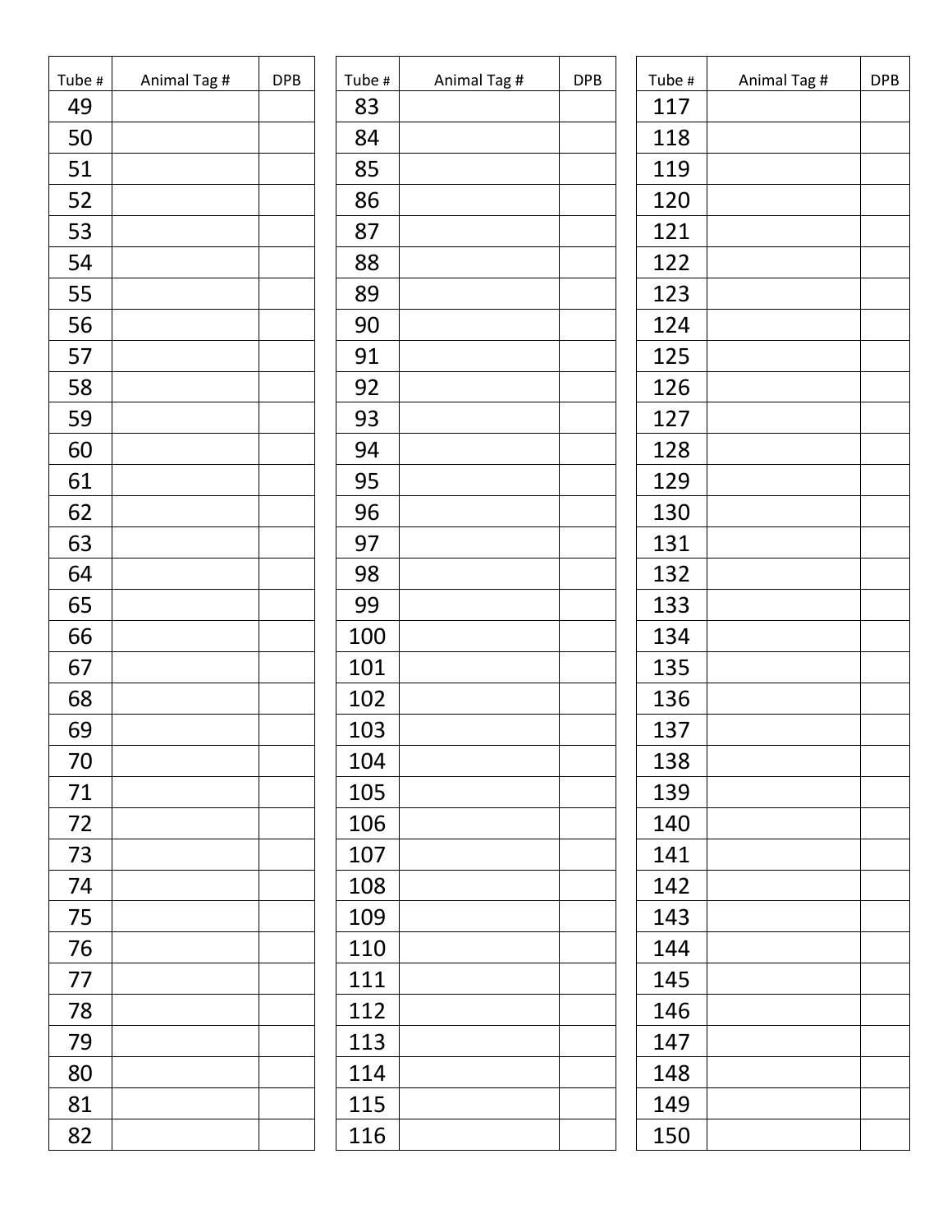| Tube # | Animal Tag # | DPB |
|---|---|---|
| 49 | | |
| 50 | | |
| 51 | | |
| 52 | | |
| 53 | | |
| 54 | | |
| 55 | | |
| 56 | | |
| 57 | | |
| 58 | | |
| 59 | | |
| 60 | | |
| 61 | | |
| 62 | | |
| 63 | | |
| 64 | | |
| 65 | | |
| 66 | | |
| 67 | | |
| 68 | | |
| 69 | | |
| 70 | | |
| 71 | | |
| 72 | | |
| 73 | | |
| 74 | | |
| 75 | | |
| 76 | | |
| 77 | | |
| 78 | | |
| 79 | | |
| 80 | | |
| 81 | | |
| 82 | | |

| Tube # | Animal Tag # | DPB |
|---|---|---|
| 83 | | |
| 84 | | |
| 85 | | |
| 86 | | |
| 87 | | |
| 88 | | |
| 89 | | |
| 90 | | |
| 91 | | |
| 92 | | |
| 93 | | |
| 94 | | |
| 95 | | |
| 96 | | |
| 97 | | |
| 98 | | |
| 99 | | |
| 100 | | |
| 101 | | |
| 102 | | |
| 103 | | |
| 104 | | |
| 105 | | |
| 106 | | |
| 107 | | |
| 108 | | |
| 109 | | |
| 110 | | |
| 111 | | |
| 112 | | |
| 113 | | |
| 114 | | |
| 115 | | |
| 116 | | |

| Tube # | Animal Tag # | DPB |
|---|---|---|
| 117 | | |
| 118 | | |
| 119 | | |
| 120 | | |
| 121 | | |
| 122 | | |
| 123 | | |
| 124 | | |
| 125 | | |
| 126 | | |
| 127 | | |
| 128 | | |
| 129 | | |
| 130 | | |
| 131 | | |
| 132 | | |
| 133 | | |
| 134 | | |
| 135 | | |
| 136 | | |
| 137 | | |
| 138 | | |
| 139 | | |
| 140 | | |
| 141 | | |
| 142 | | |
| 143 | | |
| 144 | | |
| 145 | | |
| 146 | | |
| 147 | | |
| 148 | | |
| 149 | | |
| 150 | | |